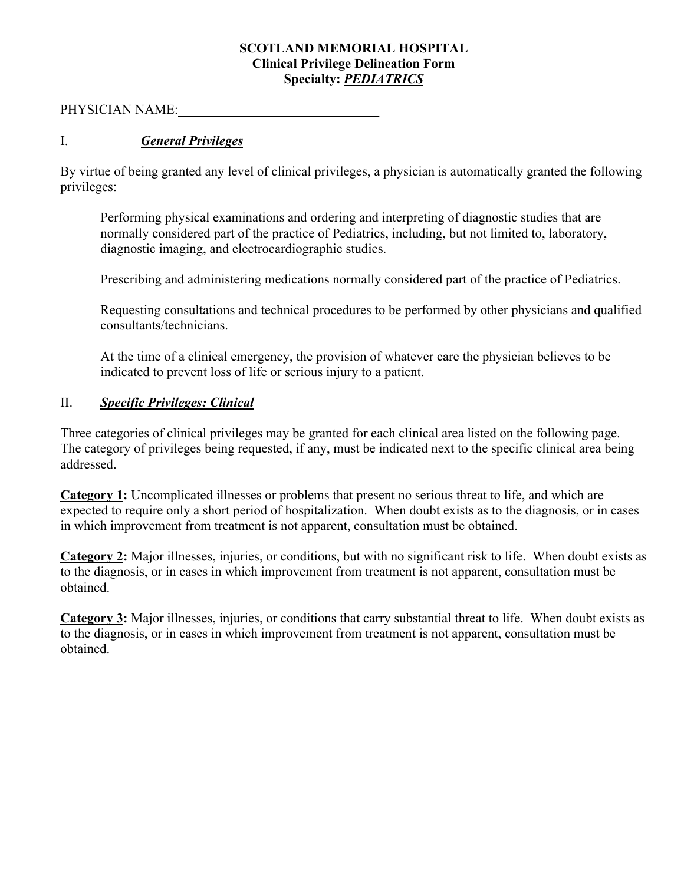# SCOTLAND MEMORIAL HOSPITAL
## Clinical Privilege Delineation Form
## Specialty: ***PEDIATRICS***

PHYSICIAN NAME:______________________________

## I. ***General Privileges***

By virtue of being granted any level of clinical privileges, a physician is automatically granted the following privileges:

> Performing physical examinations and ordering and interpreting of diagnostic studies that are normally considered part of the practice of Pediatrics, including, but not limited to, laboratory, diagnostic imaging, and electrocardiographic studies.
>
> Prescribing and administering medications normally considered part of the practice of Pediatrics.
>
> Requesting consultations and technical procedures to be performed by other physicians and qualified consultants/technicians.
>
> At the time of a clinical emergency, the provision of whatever care the physician believes to be indicated to prevent loss of life or serious injury to a patient.

## II. ***Specific Privileges: Clinical***

Three categories of clinical privileges may be granted for each clinical area listed on the following page. The category of privileges being requested, if any, must be indicated next to the specific clinical area being addressed.

**Category 1:** Uncomplicated illnesses or problems that present no serious threat to life, and which are expected to require only a short period of hospitalization. When doubt exists as to the diagnosis, or in cases in which improvement from treatment is not apparent, consultation must be obtained.

**Category 2:** Major illnesses, injuries, or conditions, but with no significant risk to life. When doubt exists as to the diagnosis, or in cases in which improvement from treatment is not apparent, consultation must be obtained.

**Category 3:** Major illnesses, injuries, or conditions that carry substantial threat to life. When doubt exists as to the diagnosis, or in cases in which improvement from treatment is not apparent, consultation must be obtained.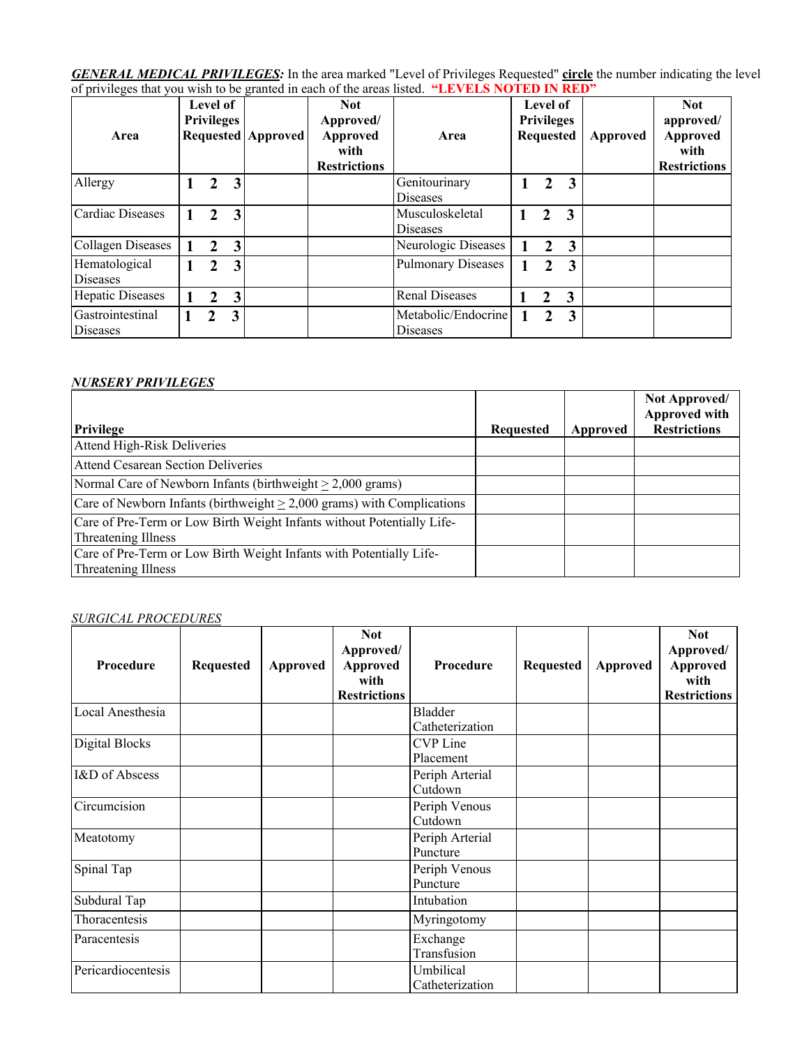***GENERAL MEDICAL PRIVILEGES:*** In the area marked "Level of Privileges Requested" **circle** the number indicating the level of privileges that you wish to be granted in each of the areas listed. **"LEVELS NOTED IN RED"**

| Area | Level of Privileges Requested | Approved | Not Approved/ Approved with Restrictions | Area | Level of Privileges Requested | Approved | Not approved/ Approved with Restrictions |
|---|---|---|---|---|---|---|---|
| Allergy | **1 2 3** | | | Genitourinary Diseases | **1 2 3** | | |
| Cardiac Diseases | **1 2 3** | | | Musculoskeletal Diseases | **1 2 3** | | |
| Collagen Diseases | **1 2 3** | | | Neurologic Diseases | **1 2 3** | | |
| Hematological Diseases | **1 2 3** | | | Pulmonary Diseases | **1 2 3** | | |
| Hepatic Diseases | **1 2 3** | | | Renal Diseases | **1 2 3** | | |
| Gastrointestinal Diseases | **1 2 3** | | | Metabolic/Endocrine Diseases | **1 2 3** | | |

*NURSERY PRIVILEGES*

| Privilege | Requested | Approved | Not Approved/ Approved with Restrictions |
|---|---|---|---|
| Attend High-Risk Deliveries | | | |
| Attend Cesarean Section Deliveries | | | |
| Normal Care of Newborn Infants (birthweight $\geq$ 2,000 grams) | | | |
| Care of Newborn Infants (birthweight $\geq$ 2,000 grams) with Complications | | | |
| Care of Pre-Term or Low Birth Weight Infants without Potentially Life-Threatening Illness | | | |
| Care of Pre-Term or Low Birth Weight Infants with Potentially Life-Threatening Illness | | | |

*SURGICAL PROCEDURES*

| Procedure | Requested | Approved | Not Approved/ Approved with Restrictions | Procedure | Requested | Approved | Not Approved/ Approved with Restrictions |
|---|---|---|---|---|---|---|---|
| Local Anesthesia | | | | Bladder Catheterization | | | |
| Digital Blocks | | | | CVP Line Placement | | | |
| I&D of Abscess | | | | Periph Arterial Cutdown | | | |
| Circumcision | | | | Periph Venous Cutdown | | | |
| Meatotomy | | | | Periph Arterial Puncture | | | |
| Spinal Tap | | | | Periph Venous Puncture | | | |
| Subdural Tap | | | | Intubation | | | |
| Thoracentesis | | | | Myringotomy | | | |
| Paracentesis | | | | Exchange Transfusion | | | |
| Pericardiocentesis | | | | Umbilical Catheterization | | | |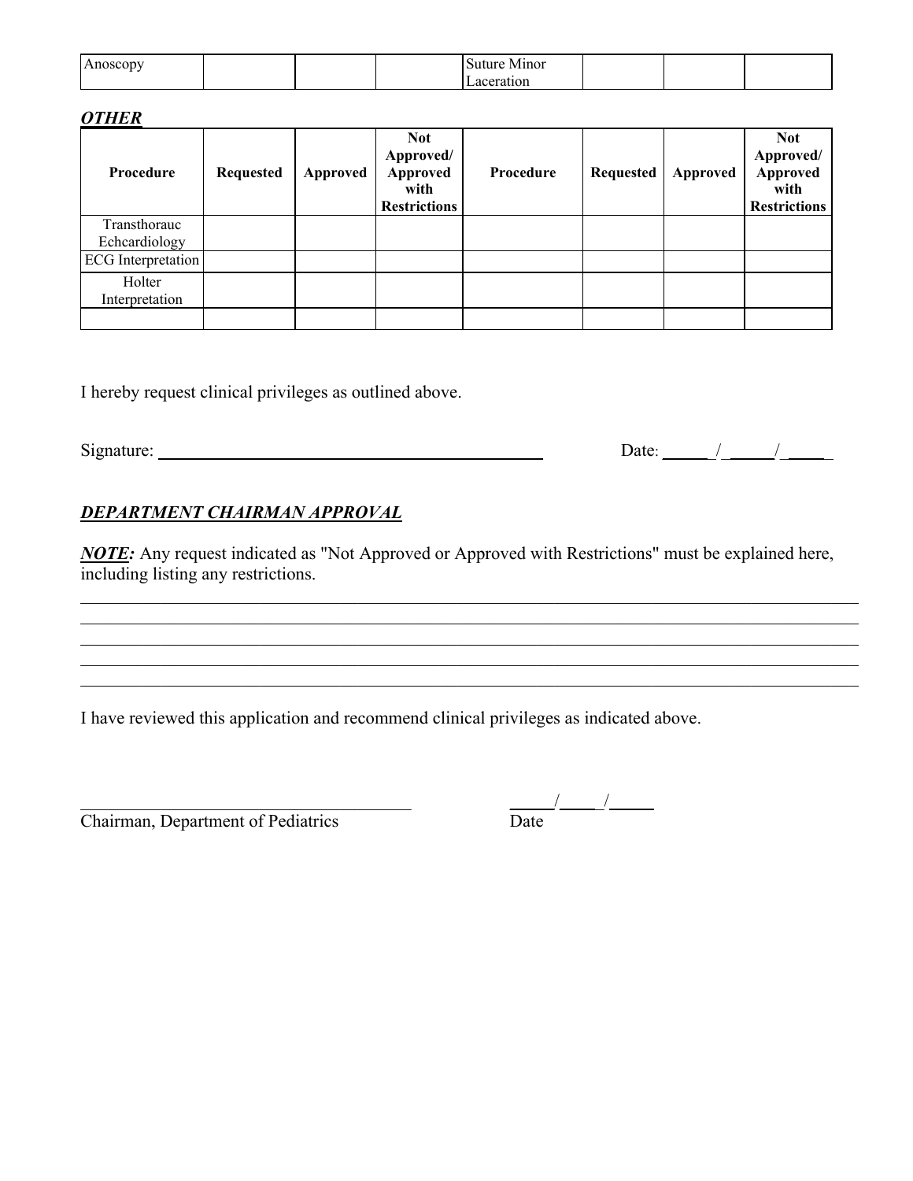| | | | | | | | |
|---|---|---|---|---|---|---|---|
| Anoscopy | | | | Suture Minor Laceration | | | |

***OTHER***

| Procedure | Requested | Approved | Not Approved/ Approved with Restrictions | Procedure | Requested | Approved | Not Approved/ Approved with Restrictions |
|---|---|---|---|---|---|---|---|
| Transthorauc Echcardiology | | | | | | | |
| ECG Interpretation | | | | | | | |
| Holter Interpretation | | | | | | | |
| | | | | | | | |

I hereby request clinical privileges as outlined above.

Signature: ______________________________ Date: _____/_____/_____

## *DEPARTMENT CHAIRMAN APPROVAL*

***NOTE:*** Any request indicated as "Not Approved or Approved with Restrictions" must be explained here, including listing any restrictions.

_______________________________________________________________________________

_______________________________________________________________________________

_______________________________________________________________________________

_______________________________________________________________________________

_______________________________________________________________________________

I have reviewed this application and recommend clinical privileges as indicated above.

______________________________ _____/_____/_____

Chairman, Department of Pediatrics Date